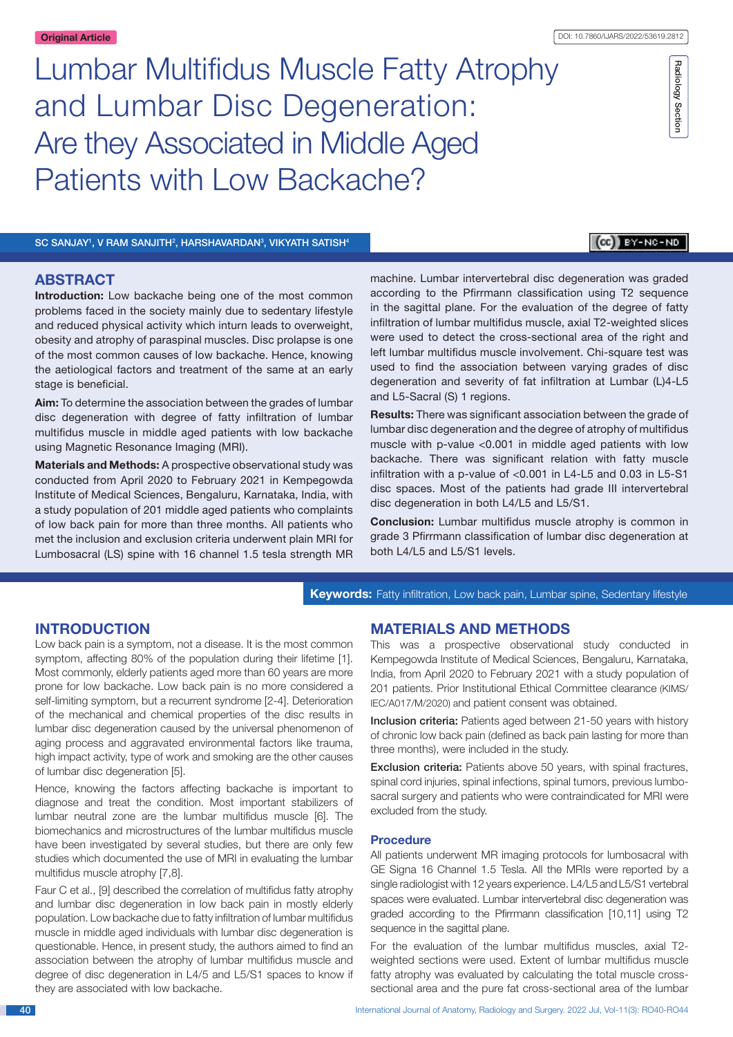Original Article

DOI: 10.7860/IJARS/2022/53619.2812

Radiology Section

# Lumbar Multifidus Muscle Fatty Atrophy and Lumbar Disc Degeneration: Are they Associated in Middle Aged Patients with Low Backache?

SC SANJAY[1], V RAM SANJITH[2], HARSHAVARDAN[3], VIKYATH SATISH[4]

## ABSTRACT

**Introduction:** Low backache being one of the most common problems faced in the society mainly due to sedentary lifestyle and reduced physical activity which inturn leads to overweight, obesity and atrophy of paraspinal muscles. Disc prolapse is one of the most common causes of low backache. Hence, knowing the aetiological factors and treatment of the same at an early stage is beneficial.

**Aim:** To determine the association between the grades of lumbar disc degeneration with degree of fatty infiltration of lumbar multifidus muscle in middle aged patients with low backache using Magnetic Resonance Imaging (MRI).

**Materials and Methods:** A prospective observational study was conducted from April 2020 to February 2021 in Kempegowda Institute of Medical Sciences, Bengaluru, Karnataka, India, with a study population of 201 middle aged patients who complaints of low back pain for more than three months. All patients who met the inclusion and exclusion criteria underwent plain MRI for Lumbosacral (LS) spine with 16 channel 1.5 tesla strength MR machine. Lumbar intervertebral disc degeneration was graded according to the Pfirrmann classification using T2 sequence in the sagittal plane. For the evaluation of the degree of fatty infiltration of lumbar multifidus muscle, axial T2-weighted slices were used to detect the cross-sectional area of the right and left lumbar multifidus muscle involvement. Chi-square test was used to find the association between varying grades of disc degeneration and severity of fat infiltration at Lumbar (L)4-L5 and L5-Sacral (S) 1 regions.

**Results:** There was significant association between the grade of lumbar disc degeneration and the degree of atrophy of multifidus muscle with p-value <0.001 in middle aged patients with low backache. There was significant relation with fatty muscle infiltration with a p-value of <0.001 in L4-L5 and 0.03 in L5-S1 disc spaces. Most of the patients had grade III intervertebral disc degeneration in both L4/L5 and L5/S1.

**Conclusion:** Lumbar multifidus muscle atrophy is common in grade 3 Pfirrmann classification of lumbar disc degeneration at both L4/L5 and L5/S1 levels.

**Keywords:** Fatty infiltration, Low back pain, Lumbar spine, Sedentary lifestyle

## INTRODUCTION

Low back pain is a symptom, not a disease. It is the most common symptom, affecting 80% of the population during their lifetime [1]. Most commonly, elderly patients aged more than 60 years are more prone for low backache. Low back pain is no more considered a self-limiting symptom, but a recurrent syndrome [2-4]. Deterioration of the mechanical and chemical properties of the disc results in lumbar disc degeneration caused by the universal phenomenon of aging process and aggravated environmental factors like trauma, high impact activity, type of work and smoking are the other causes of lumbar disc degeneration [5].

Hence, knowing the factors affecting backache is important to diagnose and treat the condition. Most important stabilizers of lumbar neutral zone are the lumbar multifidus muscle [6]. The biomechanics and microstructures of the lumbar multifidus muscle have been investigated by several studies, but there are only few studies which documented the use of MRI in evaluating the lumbar multifidus muscle atrophy [7,8].

Faur C et al., [9] described the correlation of multifidus fatty atrophy and lumbar disc degeneration in low back pain in mostly elderly population. Low backache due to fatty infiltration of lumbar multifidus muscle in middle aged individuals with lumbar disc degeneration is questionable. Hence, in present study, the authors aimed to find an association between the atrophy of lumbar multifidus muscle and degree of disc degeneration in L4/5 and L5/S1 spaces to know if they are associated with low backache.

## MATERIALS AND METHODS

This was a prospective observational study conducted in Kempegowda Institute of Medical Sciences, Bengaluru, Karnataka, India, from April 2020 to February 2021 with a study population of 201 patients. Prior Institutional Ethical Committee clearance (KIMS/IEC/A017/M/2020) and patient consent was obtained.

**Inclusion criteria:** Patients aged between 21-50 years with history of chronic low back pain (defined as back pain lasting for more than three months), were included in the study.

**Exclusion criteria:** Patients above 50 years, with spinal fractures, spinal cord injuries, spinal infections, spinal tumors, previous lumbo-sacral surgery and patients who were contraindicated for MRI were excluded from the study.

### Procedure

All patients underwent MR imaging protocols for lumbosacral with GE Signa 16 Channel 1.5 Tesla. All the MRIs were reported by a single radiologist with 12 years experience. L4/L5 and L5/S1 vertebral spaces were evaluated. Lumbar intervertebral disc degeneration was graded according to the Pfirrmann classification [10,11] using T2 sequence in the sagittal plane.

For the evaluation of the lumbar multifidus muscles, axial T2-weighted sections were used. Extent of lumbar multifidus muscle fatty atrophy was evaluated by calculating the total muscle cross-sectional area and the pure fat cross-sectional area of the lumbar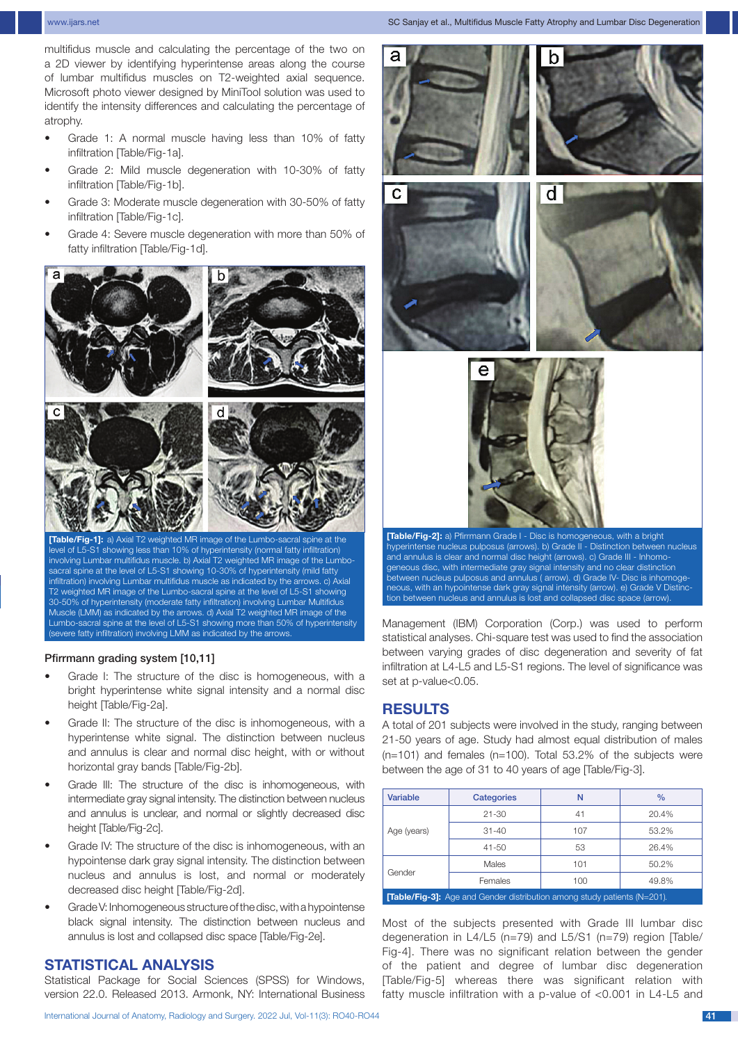multifidus muscle and calculating the percentage of the two on a 2D viewer by identifying hyperintense areas along the course of lumbar multifidus muscles on T2-weighted axial sequence. Microsoft photo viewer designed by MiniTool solution was used to identify the intensity differences and calculating the percentage of atrophy.

- Grade 1: A normal muscle having less than 10% of fatty infiltration [Table/Fig-1a].
- Grade 2: Mild muscle degeneration with 10-30% of fatty infiltration [Table/Fig-1b].
- Grade 3: Moderate muscle degeneration with 30-50% of fatty infiltration [Table/Fig-1c].
- Grade 4: Severe muscle degeneration with more than 50% of fatty infiltration [Table/Fig-1d].

**[Table/Fig-1]:** a) Axial T2 weighted MR image of the Lumbo-sacral spine at the level of L5-S1 showing less than 10% of hyperintensity (normal fatty infiltration) involving Lumbar multifidus muscle. b) Axial T2 weighted MR image of the Lumbo-sacral spine at the level of L5-S1 showing 10-30% of hyperintensity (mild fatty infiltration) involving Lumbar multifidus muscle as indicated by the arrows. c) Axial T2 weighted MR image of the Lumbo-sacral spine at the level of L5-S1 showing 30-50% of hyperintensity (moderate fatty infiltration) involving Lumbar Multifidus Muscle (LMM) as indicated by the arrows. d) Axial T2 weighted MR image of the Lumbo-sacral spine at the level of L5-S1 showing more than 50% of hyperintensity (severe fatty infiltration) involving LMM as indicated by the arrows.

### Pfirrmann grading system [10,11]

- Grade I: The structure of the disc is homogeneous, with a bright hyperintense white signal intensity and a normal disc height [Table/Fig-2a].
- Grade II: The structure of the disc is inhomogeneous, with a hyperintense white signal. The distinction between nucleus and annulus is clear and normal disc height, with or without horizontal gray bands [Table/Fig-2b].
- Grade III: The structure of the disc is inhomogeneous, with intermediate gray signal intensity. The distinction between nucleus and annulus is unclear, and normal or slightly decreased disc height [Table/Fig-2c].
- Grade IV: The structure of the disc is inhomogeneous, with an hypointense dark gray signal intensity. The distinction between nucleus and annulus is lost, and normal or moderately decreased disc height [Table/Fig-2d].
- Grade V: Inhomogeneous structure of the disc, with a hypointense black signal intensity. The distinction between nucleus and annulus is lost and collapsed disc space [Table/Fig-2e].

## STATISTICAL ANALYSIS

Statistical Package for Social Sciences (SPSS) for Windows, version 22.0. Released 2013. Armonk, NY: International Business Management (IBM) Corporation (Corp.) was used to perform statistical analyses. Chi-square test was used to find the association between varying grades of disc degeneration and severity of fat infiltration at L4-L5 and L5-S1 regions. The level of significance was set at p-value<0.05.

**[Table/Fig-2]:** a) Pfirrmann Grade I - Disc is homogeneous, with a bright hyperintense nucleus pulposus (arrows). b) Grade II - Distinction between nucleus and annulus is clear and normal disc height (arrows). c) Grade III - Inhomogeneous disc, with intermediate gray signal intensity and no clear distinction between nucleus pulposus and annulus ( arrow). d) Grade IV- Disc is inhomogeneous, with an hypointense dark gray signal intensity (arrow). e) Grade V Distinction between nucleus and annulus is lost and collapsed disc space (arrow).

## RESULTS

A total of 201 subjects were involved in the study, ranging between 21-50 years of age. Study had almost equal distribution of males (n=101) and females (n=100). Total 53.2% of the subjects were between the age of 31 to 40 years of age [Table/Fig-3].

| Variable | Categories | N | % |
|---|---|---|---|
| Age (years) | 21-30 | 41 | 20.4% |
| | 31-40 | 107 | 53.2% |
| | 41-50 | 53 | 26.4% |
| Gender | Males | 101 | 50.2% |
| | Females | 100 | 49.8% |

**[Table/Fig-3]:** Age and Gender distribution among study patients (N=201).

Most of the subjects presented with Grade III lumbar disc degeneration in L4/L5 (n=79) and L5/S1 (n=79) region [Table/Fig-4]. There was no significant relation between the gender of the patient and degree of lumbar disc degeneration [Table/Fig-5] whereas there was significant relation with fatty muscle infiltration with a p-value of <0.001 in L4-L5 and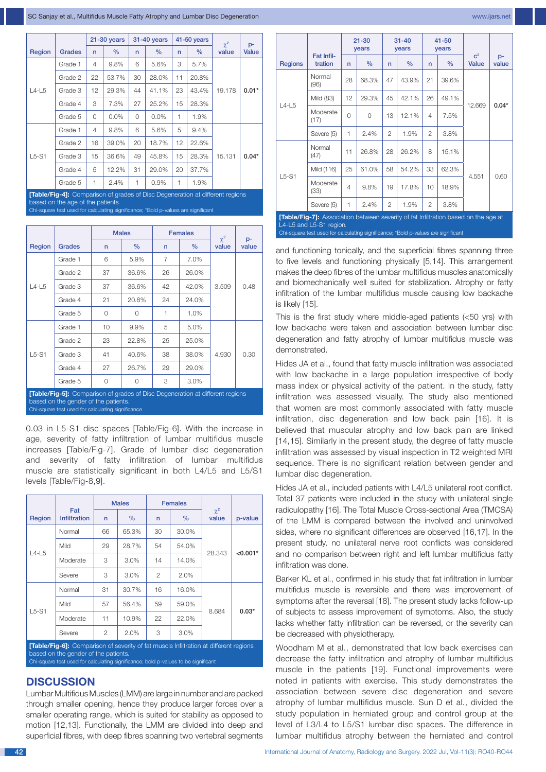| Region | Grades | 21-30 years | | 31-40 years | | 41-50 years | | $\chi^2$ value | p-Value |
|---|---|---|---|---|---|---|---|---|---|
| | | n | % | n | % | n | % | | |
| L4-L5 | Grade 1 | 4 | 9.8% | 6 | 5.6% | 3 | 5.7% | 19.178 | **0.01*** |
| | Grade 2 | 22 | 53.7% | 30 | 28.0% | 11 | 20.8% | | |
| | Grade 3 | 12 | 29.3% | 44 | 41.1% | 23 | 43.4% | | |
| | Grade 4 | 3 | 7.3% | 27 | 25.2% | 15 | 28.3% | | |
| | Grade 5 | 0 | 0.0% | 0 | 0.0% | 1 | 1.9% | | |
| L5-S1 | Grade 1 | 4 | 9.8% | 6 | 5.6% | 5 | 9.4% | 15.131 | **0.04*** |
| | Grade 2 | 16 | 39.0% | 20 | 18.7% | 12 | 22.6% | | |
| | Grade 3 | 15 | 36.6% | 49 | 45.8% | 15 | 28.3% | | |
| | Grade 4 | 5 | 12.2% | 31 | 29.0% | 20 | 37.7% | | |
| | Grade 5 | 1 | 2.4% | 1 | 0.9% | 1 | 1.9% | | |

**[Table/Fig-4]:** Comparison of grades of Disc Degeneration at different regions based on the age of the patients.
Chi-square test used for calculating significance; *Bold p-values are significant

| Region | Grades | Males | | Females | | $\chi^2$ value | p-value |
|---|---|---|---|---|---|---|---|
| | | n | % | n | % | | |
| L4-L5 | Grade 1 | 6 | 5.9% | 7 | 7.0% | 3.509 | 0.48 |
| | Grade 2 | 37 | 36.6% | 26 | 26.0% | | |
| | Grade 3 | 37 | 36.6% | 42 | 42.0% | | |
| | Grade 4 | 21 | 20.8% | 24 | 24.0% | | |
| | Grade 5 | 0 | 0 | 1 | 1.0% | | |
| L5-S1 | Grade 1 | 10 | 9.9% | 5 | 5.0% | 4.930 | 0.30 |
| | Grade 2 | 23 | 22.8% | 25 | 25.0% | | |
| | Grade 3 | 41 | 40.6% | 38 | 38.0% | | |
| | Grade 4 | 27 | 26.7% | 29 | 29.0% | | |
| | Grade 5 | 0 | 0 | 3 | 3.0% | | |

**[Table/Fig-5]:** Comparison of grades of Disc Degeneration at different regions based on the gender of the patients.
Chi-square test used for calculating significance

0.03 in L5-S1 disc spaces [Table/Fig-6]. With the increase in age, severity of fatty infiltration of lumbar multifidus muscle increases [Table/Fig-7]. Grade of lumbar disc degeneration and severity of fatty infiltration of lumbar multifidus muscle are statistically significant in both L4/L5 and L5/S1 levels [Table/Fig-8,9].

| Region | Fat Infiltration | Males | | Females | | $\chi^2$ value | p-value |
|---|---|---|---|---|---|---|---|
| | | n | % | n | % | | |
| L4-L5 | Normal | 66 | 65.3% | 30 | 30.0% | 28.343 | **<0.001*** |
| | Mild | 29 | 28.7% | 54 | 54.0% | | |
| | Moderate | 3 | 3.0% | 14 | 14.0% | | |
| | Severe | 3 | 3.0% | 2 | 2.0% | | |
| L5-S1 | Normal | 31 | 30.7% | 16 | 16.0% | 8.684 | **0.03*** |
| | Mild | 57 | 56.4% | 59 | 59.0% | | |
| | Moderate | 11 | 10.9% | 22 | 22.0% | | |
| | Severe | 2 | 2.0% | 3 | 3.0% | | |

**[Table/Fig-6]:** Comparison of severity of fat muscle Infiltration at different regions based on the gender of the patients.
Chi-square test used for calculating significance; bold p-values to be significant

| Regions | Fat Infiltration | 21-30 years | | 31-40 years | | 41-50 years | | $c^2$ Value | p-value |
|---|---|---|---|---|---|---|---|---|---|
| | | n | % | n | % | n | % | | |
| L4-L5 | Normal (96) | 28 | 68.3% | 47 | 43.9% | 21 | 39.6% | 12.669 | **0.04*** |
| | Mild (83) | 12 | 29.3% | 45 | 42.1% | 26 | 49.1% | | |
| | Moderate (17) | 0 | 0 | 13 | 12.1% | 4 | 7.5% | | |
| | Severe (5) | 1 | 2.4% | 2 | 1.9% | 2 | 3.8% | | |
| L5-S1 | Normal (47) | 11 | 26.8% | 28 | 26.2% | 8 | 15.1% | 4.551 | 0.60 |
| | Mild (116) | 25 | 61.0% | 58 | 54.2% | 33 | 62.3% | | |
| | Moderate (33) | 4 | 9.8% | 19 | 17.8% | 10 | 18.9% | | |
| | Severe (5) | 1 | 2.4% | 2 | 1.9% | 2 | 3.8% | | |

**[Table/Fig-7]:** Association between severity of fat Infiltration based on the age at L4-L5 and L5-S1 region.
Chi-square test used for calculating significance; *Bold p-values are significant

## DISCUSSION

Lumbar Multifidus Muscles (LMM) are large in number and are packed through smaller opening, hence they produce larger forces over a smaller operating range, which is suited for stability as opposed to motion [12,13]. Functionally, the LMM are divided into deep and superficial fibres, with deep fibres spanning two vertebral segments and functioning tonically, and the superficial fibres spanning three to five levels and functioning physically [5,14]. This arrangement makes the deep fibres of the lumbar multifidus muscles anatomically and biomechanically well suited for stabilization. Atrophy or fatty infiltration of the lumbar multifidus muscle causing low backache is likely [15].

This is the first study where middle-aged patients (<50 yrs) with low backache were taken and association between lumbar disc degeneration and fatty atrophy of lumbar multifidus muscle was demonstrated.

Hides JA et al., found that fatty muscle infiltration was associated with low backache in a large population irrespective of body mass index or physical activity of the patient. In the study, fatty infiltration was assessed visually. The study also mentioned that women are most commonly associated with fatty muscle infiltration, disc degeneration and low back pain [16]. It is believed that muscular atrophy and low back pain are linked [14,15]. Similarly in the present study, the degree of fatty muscle infiltration was assessed by visual inspection in T2 weighted MRI sequence. There is no significant relation between gender and lumbar disc degeneration.

Hides JA et al., included patients with L4/L5 unilateral root conflict. Total 37 patients were included in the study with unilateral single radiculopathy [16]. The Total Muscle Cross-sectional Area (TMCSA) of the LMM is compared between the involved and uninvolved sides, where no significant differences are observed [16,17]. In the present study, no unilateral nerve root conflicts was considered and no comparison between right and left lumbar multifidus fatty infiltration was done.

Barker KL et al., confirmed in his study that fat infiltration in lumbar multifidus muscle is reversible and there was improvement of symptoms after the reversal [18]. The present study lacks follow-up of subjects to assess improvement of symptoms. Also, the study lacks whether fatty infiltration can be reversed, or the severity can be decreased with physiotherapy.

Woodham M et al., demonstrated that low back exercises can decrease the fatty infiltration and atrophy of lumbar multifidus muscle in the patients [19]. Functional improvements were noted in patients with exercise. This study demonstrates the association between severe disc degeneration and severe atrophy of lumbar multifidus muscle. Sun D et al., divided the study population in herniated group and control group at the level of L3/L4 to L5/S1 lumbar disc spaces. The difference in lumbar multifidus atrophy between the herniated and control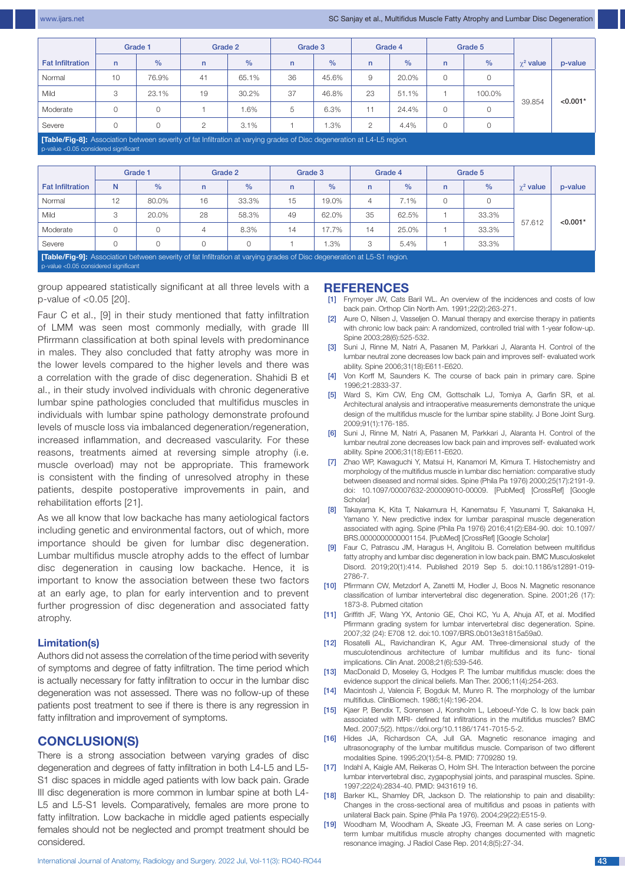| Fat Infiltration | Grade 1 | | Grade 2 | | Grade 3 | | Grade 4 | | Grade 5 | | $\chi^2$ value | p-value |
|---|---|---|---|---|---|---|---|---|---|---|---|---|
| | n | % | n | % | n | % | n | % | n | % | | |
| Normal | 10 | 76.9% | 41 | 65.1% | 36 | 45.6% | 9 | 20.0% | 0 | 0 | 39.854 | <0.001* |
| Mild | 3 | 23.1% | 19 | 30.2% | 37 | 46.8% | 23 | 51.1% | 1 | 100.0% | | |
| Moderate | 0 | 0 | 1 | 1.6% | 5 | 6.3% | 11 | 24.4% | 0 | 0 | | |
| Severe | 0 | 0 | 2 | 3.1% | 1 | 1.3% | 2 | 4.4% | 0 | 0 | | |

**[Table/Fig-8]:** Association between severity of fat Infiltration at varying grades of Disc degeneration at L4-L5 region.
p-value <0.05 considered significant

| Fat Infiltration | Grade 1 | | Grade 2 | | Grade 3 | | Grade 4 | | Grade 5 | | $\chi^2$ value | p-value |
|---|---|---|---|---|---|---|---|---|---|---|---|---|
| | N | % | n | % | n | % | n | % | n | % | | |
| Normal | 12 | 80.0% | 16 | 33.3% | 15 | 19.0% | 4 | 7.1% | 0 | 0 | 57.612 | <0.001* |
| Mild | 3 | 20.0% | 28 | 58.3% | 49 | 62.0% | 35 | 62.5% | 1 | 33.3% | | |
| Moderate | 0 | 0 | 4 | 8.3% | 14 | 17.7% | 14 | 25.0% | 1 | 33.3% | | |
| Severe | 0 | 0 | 0 | 0 | 1 | 1.3% | 3 | 5.4% | 1 | 33.3% | | |

**[Table/Fig-9]:** Association between severity of fat Infiltration at varying grades of Disc degeneration at L5-S1 region.
p-value <0.05 considered significant

group appeared statistically significant at all three levels with a p-value of <0.05 [20].

Faur C et al., [9] in their study mentioned that fatty infiltration of LMM was seen most commonly medially, with grade III Pfirrmann classification at both spinal levels with predominance in males. They also concluded that fatty atrophy was more in the lower levels compared to the higher levels and there was a correlation with the grade of disc degeneration. Shahidi B et al., in their study involved individuals with chronic degenerative lumbar spine pathologies concluded that multifidus muscles in individuals with lumbar spine pathology demonstrate profound levels of muscle loss via imbalanced degeneration/regeneration, increased inflammation, and decreased vascularity. For these reasons, treatments aimed at reversing simple atrophy (i.e. muscle overload) may not be appropriate. This framework is consistent with the finding of unresolved atrophy in these patients, despite postoperative improvements in pain, and rehabilitation efforts [21].

As we all know that low backache has many aetiological factors including genetic and environmental factors, out of which, more importance should be given for lumbar disc degeneration. Lumbar multifidus muscle atrophy adds to the effect of lumbar disc degeneration in causing low backache. Hence, it is important to know the association between these two factors at an early age, to plan for early intervention and to prevent further progression of disc degeneration and associated fatty atrophy.

### Limitation(s)

Authors did not assess the correlation of the time period with severity of symptoms and degree of fatty infiltration. The time period which is actually necessary for fatty infiltration to occur in the lumbar disc degeneration was not assessed. There was no follow-up of these patients post treatment to see if there is there is any regression in fatty infiltration and improvement of symptoms.

## CONCLUSION(S)

There is a strong association between varying grades of disc degeneration and degrees of fatty infiltration in both L4-L5 and L5-S1 disc spaces in middle aged patients with low back pain. Grade III disc degeneration is more common in lumbar spine at both L4-L5 and L5-S1 levels. Comparatively, females are more prone to fatty infiltration. Low backache in middle aged patients especially females should not be neglected and prompt treatment should be considered.

## REFERENCES

[1] Frymoyer JW, Cats Baril WL. An overview of the incidences and costs of low back pain. Orthop Clin North Am. 1991;22(2):263-271.

[2] Aure O, Nilsen J, Vasseljen O. Manual therapy and exercise therapy in patients with chronic low back pain: A randomized, controlled trial with 1-year follow-up. Spine 2003;28(6):525-532.

[3] Suni J, Rinne M, Natri A, Pasanen M, Parkkari J, Alaranta H. Control of the lumbar neutral zone decreases low back pain and improves self- evaluated work ability. Spine 2006;31(18):E611-E620.

[4] Von Korff M, Saunders K. The course of back pain in primary care. Spine 1996;21:2833-37.

[5] Ward S, Kim CW, Eng CM, Gottschalk LJ, Tomiya A, Garfin SR, et al. Architectural analysis and intraoperative measurements demonstrate the unique design of the multifidus muscle for the lumbar spine stability. J Bone Joint Surg. 2009;91(1):176-185.

[6] Suni J, Rinne M, Natri A, Pasanen M, Parkkari J, Alaranta H. Control of the lumbar neutral zone decreases low back pain and improves self- evaluated work ability. Spine 2006;31(18):E611-E620.

[7] Zhao WP, Kawaguchi Y, Matsui H, Kanamori M, Kimura T. Histochemistry and morphology of the multifidus muscle in lumbar disc herniation: comparative study between diseased and normal sides. Spine (Phila Pa 1976) 2000;25(17):2191-9. doi: 10.1097/00007632-200009010-00009. [PubMed] [CrossRef] [Google Scholar]

[8] Takayama K, Kita T, Nakamura H, Kanematsu F, Yasunami T, Sakanaka H, Yamano Y. New predictive index for lumbar paraspinal muscle degeneration associated with aging. Spine (Phila Pa 1976) 2016;41(2):E84-90. doi: 10.1097/BRS.0000000000001154. [PubMed] [CrossRef] [Google Scholar]

[9] Faur C, Patrascu JM, Haragus H, Anglitoiu B. Correlation between multifidus fatty atrophy and lumbar disc degeneration in low back pain. BMC Musculoskelet Disord. 2019;20(1):414. Published 2019 Sep 5. doi:10.1186/s12891-019-2786-7.

[10] Pfirrmann CW, Metzdorf A, Zanetti M, Hodler J, Boos N. Magnetic resonance classification of lumbar intervertebral disc degeneration. Spine. 2001;26 (17): 1873-8. Pubmed citation

[11] Griffith JF, Wang YX, Antonio GE, Choi KC, Yu A, Ahuja AT, et al. Modified Pfirrmann grading system for lumbar intervertebral disc degeneration. Spine. 2007;32 (24): E708 12. doi:10.1097/BRS.0b013e31815a59a0.

[12] Rosatelli AL, Ravichandiran K, Agur AM. Three-dimensional study of the musculotendinous architecture of lumbar multifidus and its func- tional implications. Clin Anat. 2008;21(6):539-546.

[13] MacDonald D, Moseley G, Hodges P. The lumbar multifidus muscle: does the evidence support the clinical beliefs. Man Ther. 2006;11(4):254-263.

[14] Macintosh J, Valencia F, Bogduk M, Munro R. The morphology of the lumbar multifidus. ClinBiomech. 1986;1(4):196-204.

[15] Kjaer P, Bendix T, Sorensen J, Korsholm L, Leboeuf-Yde C. Is low back pain associated with MRI- defined fat infiltrations in the multifidus muscles? BMC Med. 2007;5(2). https://doi.org/10.1186/1741-7015-5-2.

[16] Hides JA, Richardson CA, Jull GA. Magnetic resonance imaging and ultrasonography of the lumbar multifidus muscle. Comparison of two different modalities Spine. 1995;20(1):54-8. PMID: 7709280 19.

[17] Indahl A, Kaigle AM, Reikeras O, Holm SH. The Interaction between the porcine lumbar intervertebral disc, zygapophysial joints, and paraspinal muscles. Spine. 1997;22(24):2834-40. PMID: 9431619 16.

[18] Barker KL, Shamley DR, Jackson D. The relationship to pain and disability: Changes in the cross-sectional area of multifidus and psoas in patients with unilateral Back pain. Spine (Phila Pa 1976). 2004;29(22):E515-9.

[19] Woodham M, Woodham A, Skeate JG, Freeman M. A case series on Long-term lumbar multifidus muscle atrophy changes documented with magnetic resonance imaging. J Radiol Case Rep. 2014;8(5):27-34.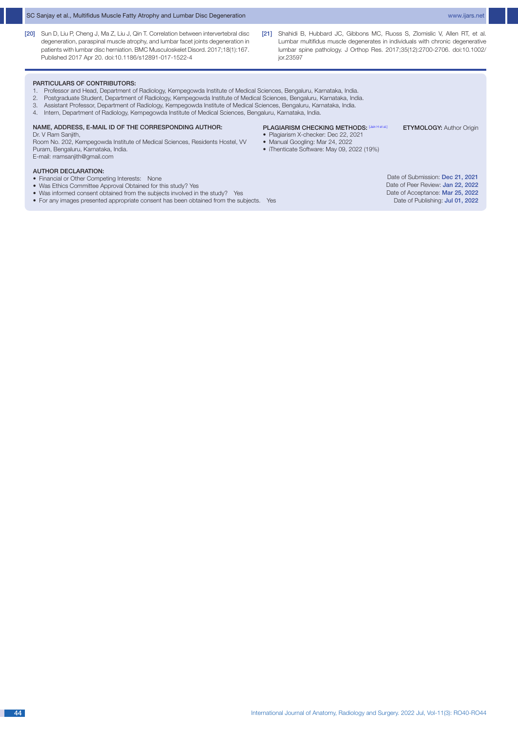[20] Sun D, Liu P, Cheng J, Ma Z, Liu J, Qin T. Correlation between intervertebral disc degeneration, paraspinal muscle atrophy, and lumbar facet joints degeneration in patients with lumbar disc herniation. BMC Musculoskelet Disord. 2017;18(1):167. Published 2017 Apr 20. doi:10.1186/s12891-017-1522-4

[21] Shahidi B, Hubbard JC, Gibbons MC, Ruoss S, Zlomislic V, Allen RT, et al. Lumbar multifidus muscle degenerates in individuals with chronic degenerative lumbar spine pathology. J Orthop Res. 2017;35(12):2700-2706. doi:10.1002/jor.23597

**PARTICULARS OF CONTRIBUTORS:**

1. Professor and Head, Department of Radiology, Kempegowda Institute of Medical Sciences, Bengaluru, Karnataka, India.
2. Postgraduate Student, Department of Radiology, Kempegowda Institute of Medical Sciences, Bengaluru, Karnataka, India.
3. Assistant Professor, Department of Radiology, Kempegowda Institute of Medical Sciences, Bengaluru, Karnataka, India.
4. Intern, Department of Radiology, Kempegowda Institute of Medical Sciences, Bengaluru, Karnataka, India.

**NAME, ADDRESS, E-MAIL ID OF THE CORRESPONDING AUTHOR:**

Dr. V Ram Sanjith,
Room No. 202, Kempegowda Institute of Medical Sciences, Residents Hostel, VV Puram, Bengaluru, Karnataka, India.
E-mail: rramsanjith@gmail.com

**PLAGIARISM CHECKING METHODS:** [Jain H et al.]

- Plagiarism X-checker: Dec 22, 2021
- Manual Googling: Mar 24, 2022
- iThenticate Software: May 09, 2022 (19%)

**ETYMOLOGY:** Author Origin

**AUTHOR DECLARATION:**

- Financial or Other Competing Interests: None
- Was Ethics Committee Approval Obtained for this study? Yes
- Was informed consent obtained from the subjects involved in the study? Yes
- For any images presented appropriate consent has been obtained from the subjects. Yes

Date of Submission: **Dec 21, 2021**
Date of Peer Review: **Jan 22, 2022**
Date of Acceptance: **Mar 25, 2022**
Date of Publishing: **Jul 01, 2022**